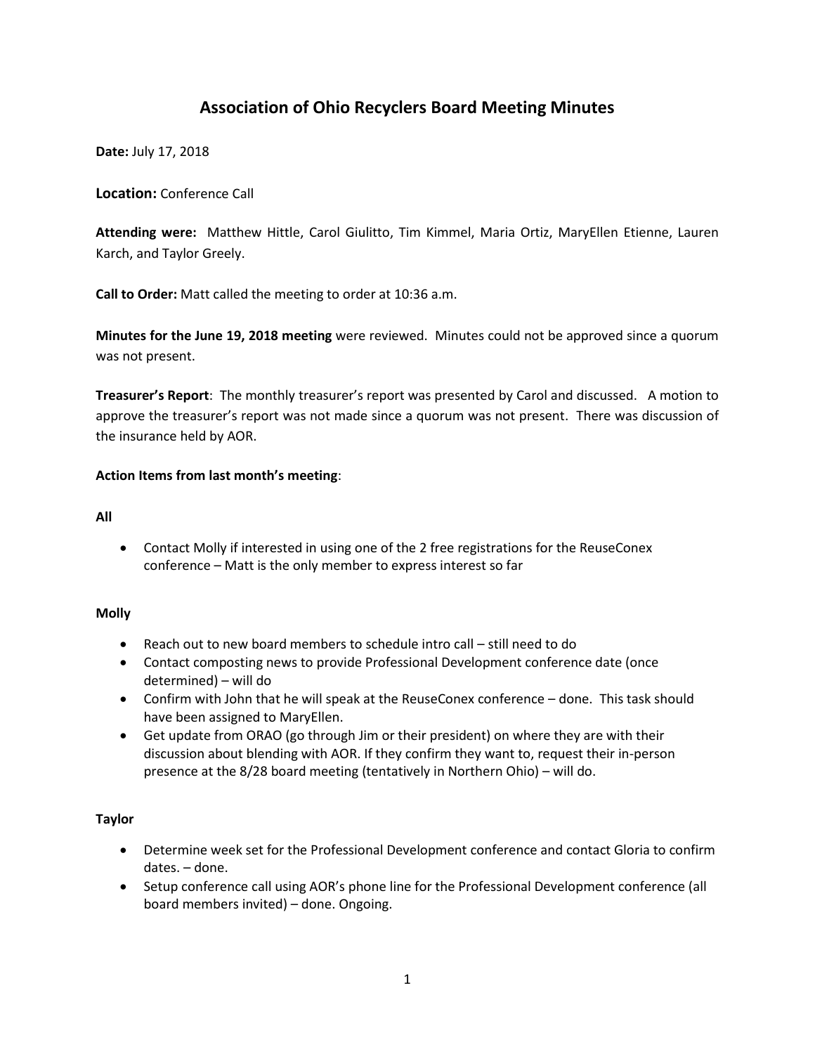# Association of Ohio Recyclers Board Meeting Minutes

**Date:** July 17, 2018

**Location:** Conference Call

**Attending were:** Matthew Hittle, Carol Giulitto, Tim Kimmel, Maria Ortiz, MaryEllen Etienne, Lauren Karch, and Taylor Greely.

**Call to Order:** Matt called the meeting to order at 10:36 a.m.

**Minutes for the June 19, 2018 meeting** were reviewed. Minutes could not be approved since a quorum was not present.

**Treasurer's Report**: The monthly treasurer's report was presented by Carol and discussed. A motion to approve the treasurer's report was not made since a quorum was not present. There was discussion of the insurance held by AOR.

**Action Items from last month's meeting**:

**All**

- Contact Molly if interested in using one of the 2 free registrations for the ReuseConex conference – Matt is the only member to express interest so far

**Molly**

- Reach out to new board members to schedule intro call – still need to do
- Contact composting news to provide Professional Development conference date (once determined) – will do
- Confirm with John that he will speak at the ReuseConex conference – done. This task should have been assigned to MaryEllen.
- Get update from ORAO (go through Jim or their president) on where they are with their discussion about blending with AOR. If they confirm they want to, request their in-person presence at the 8/28 board meeting (tentatively in Northern Ohio) – will do.

**Taylor**

- Determine week set for the Professional Development conference and contact Gloria to confirm dates. – done.
- Setup conference call using AOR's phone line for the Professional Development conference (all board members invited) – done. Ongoing.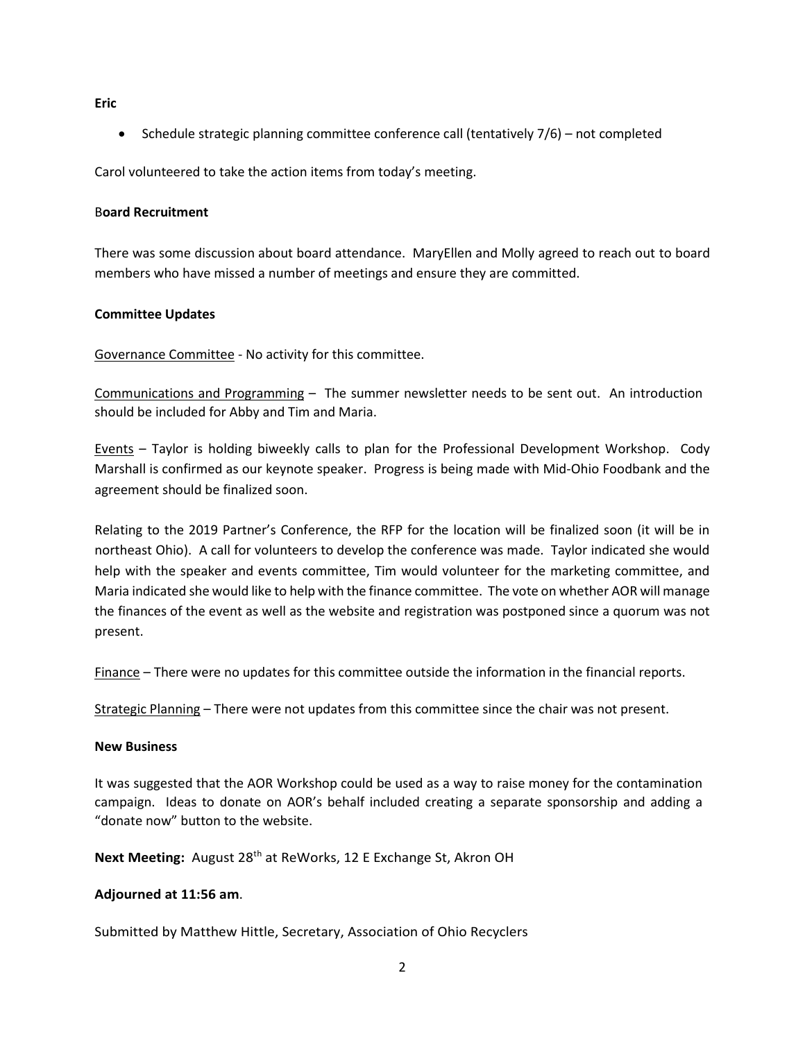**Eric**

- Schedule strategic planning committee conference call (tentatively 7/6) – not completed

Carol volunteered to take the action items from today's meeting.

**Board Recruitment**

There was some discussion about board attendance. MaryEllen and Molly agreed to reach out to board members who have missed a number of meetings and ensure they are committed.

**Committee Updates**

Governance Committee - No activity for this committee.

Communications and Programming – The summer newsletter needs to be sent out. An introduction should be included for Abby and Tim and Maria.

Events – Taylor is holding biweekly calls to plan for the Professional Development Workshop. Cody Marshall is confirmed as our keynote speaker. Progress is being made with Mid-Ohio Foodbank and the agreement should be finalized soon.

Relating to the 2019 Partner's Conference, the RFP for the location will be finalized soon (it will be in northeast Ohio). A call for volunteers to develop the conference was made. Taylor indicated she would help with the speaker and events committee, Tim would volunteer for the marketing committee, and Maria indicated she would like to help with the finance committee. The vote on whether AOR will manage the finances of the event as well as the website and registration was postponed since a quorum was not present.

Finance – There were no updates for this committee outside the information in the financial reports.

Strategic Planning – There were not updates from this committee since the chair was not present.

**New Business**

It was suggested that the AOR Workshop could be used as a way to raise money for the contamination campaign. Ideas to donate on AOR's behalf included creating a separate sponsorship and adding a "donate now" button to the website.

**Next Meeting:** August 28th at ReWorks, 12 E Exchange St, Akron OH

**Adjourned at 11:56 am**.

Submitted by Matthew Hittle, Secretary, Association of Ohio Recyclers